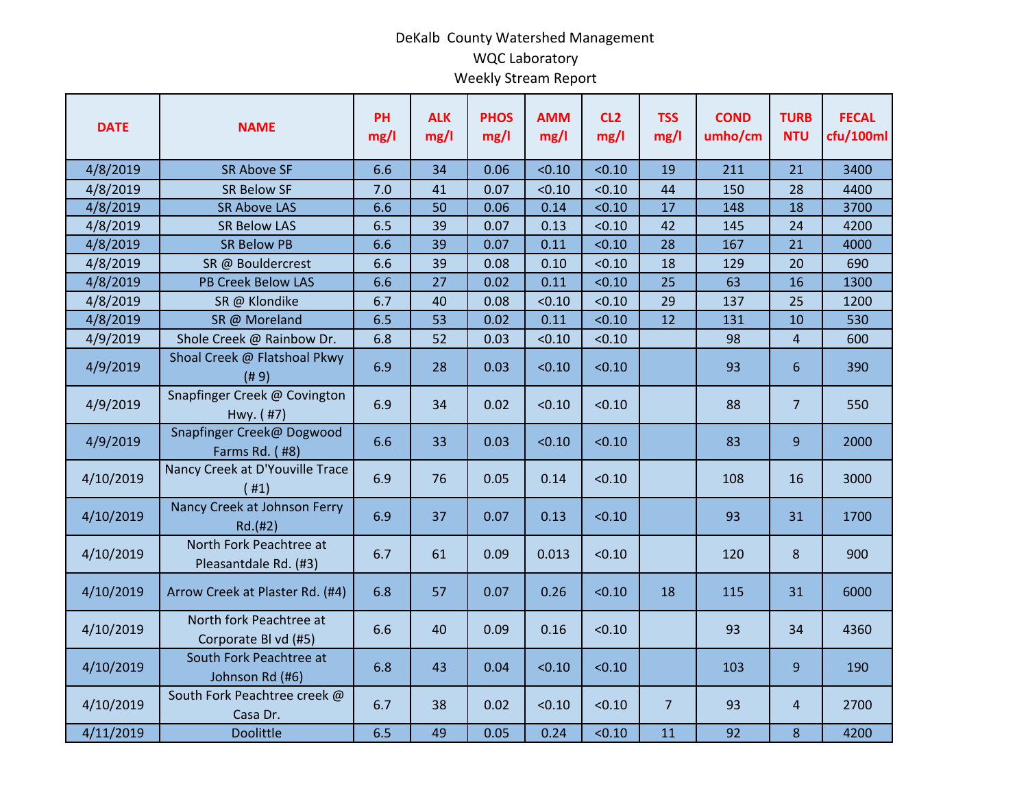DeKalb County Watershed Management

WQC Laboratory

Weekly Stream Report

| DATE | NAME | PH mg/l | ALK mg/l | PHOS mg/l | AMM mg/l | CL2 mg/l | TSS mg/l | COND umho/cm | TURB NTU | FECAL cfu/100ml |
|---|---|---|---|---|---|---|---|---|---|---|
| 4/8/2019 | SR Above SF | 6.6 | 34 | 0.06 | <0.10 | <0.10 | 19 | 211 | 21 | 3400 |
| 4/8/2019 | SR Below SF | 7.0 | 41 | 0.07 | <0.10 | <0.10 | 44 | 150 | 28 | 4400 |
| 4/8/2019 | SR Above LAS | 6.6 | 50 | 0.06 | 0.14 | <0.10 | 17 | 148 | 18 | 3700 |
| 4/8/2019 | SR Below LAS | 6.5 | 39 | 0.07 | 0.13 | <0.10 | 42 | 145 | 24 | 4200 |
| 4/8/2019 | SR Below PB | 6.6 | 39 | 0.07 | 0.11 | <0.10 | 28 | 167 | 21 | 4000 |
| 4/8/2019 | SR @ Bouldercrest | 6.6 | 39 | 0.08 | 0.10 | <0.10 | 18 | 129 | 20 | 690 |
| 4/8/2019 | PB Creek Below LAS | 6.6 | 27 | 0.02 | 0.11 | <0.10 | 25 | 63 | 16 | 1300 |
| 4/8/2019 | SR @ Klondike | 6.7 | 40 | 0.08 | <0.10 | <0.10 | 29 | 137 | 25 | 1200 |
| 4/8/2019 | SR @ Moreland | 6.5 | 53 | 0.02 | 0.11 | <0.10 | 12 | 131 | 10 | 530 |
| 4/9/2019 | Shole Creek @ Rainbow Dr. | 6.8 | 52 | 0.03 | <0.10 | <0.10 | | 98 | 4 | 600 |
| 4/9/2019 | Shoal Creek @ Flatshoal Pkwy (# 9) | 6.9 | 28 | 0.03 | <0.10 | <0.10 | | 93 | 6 | 390 |
| 4/9/2019 | Snapfinger Creek @ Covington Hwy. ( #7) | 6.9 | 34 | 0.02 | <0.10 | <0.10 | | 88 | 7 | 550 |
| 4/9/2019 | Snapfinger Creek@ Dogwood Farms Rd. ( #8) | 6.6 | 33 | 0.03 | <0.10 | <0.10 | | 83 | 9 | 2000 |
| 4/10/2019 | Nancy Creek at D'Youville Trace ( #1) | 6.9 | 76 | 0.05 | 0.14 | <0.10 | | 108 | 16 | 3000 |
| 4/10/2019 | Nancy Creek at Johnson Ferry Rd.(#2) | 6.9 | 37 | 0.07 | 0.13 | <0.10 | | 93 | 31 | 1700 |
| 4/10/2019 | North Fork Peachtree at Pleasantdale Rd. (#3) | 6.7 | 61 | 0.09 | 0.013 | <0.10 | | 120 | 8 | 900 |
| 4/10/2019 | Arrow Creek at Plaster Rd. (#4) | 6.8 | 57 | 0.07 | 0.26 | <0.10 | 18 | 115 | 31 | 6000 |
| 4/10/2019 | North fork Peachtree at Corporate Bl vd (#5) | 6.6 | 40 | 0.09 | 0.16 | <0.10 | | 93 | 34 | 4360 |
| 4/10/2019 | South Fork Peachtree at Johnson Rd (#6) | 6.8 | 43 | 0.04 | <0.10 | <0.10 | | 103 | 9 | 190 |
| 4/10/2019 | South Fork Peachtree creek @ Casa Dr. | 6.7 | 38 | 0.02 | <0.10 | <0.10 | 7 | 93 | 4 | 2700 |
| 4/11/2019 | Doolittle | 6.5 | 49 | 0.05 | 0.24 | <0.10 | 11 | 92 | 8 | 4200 |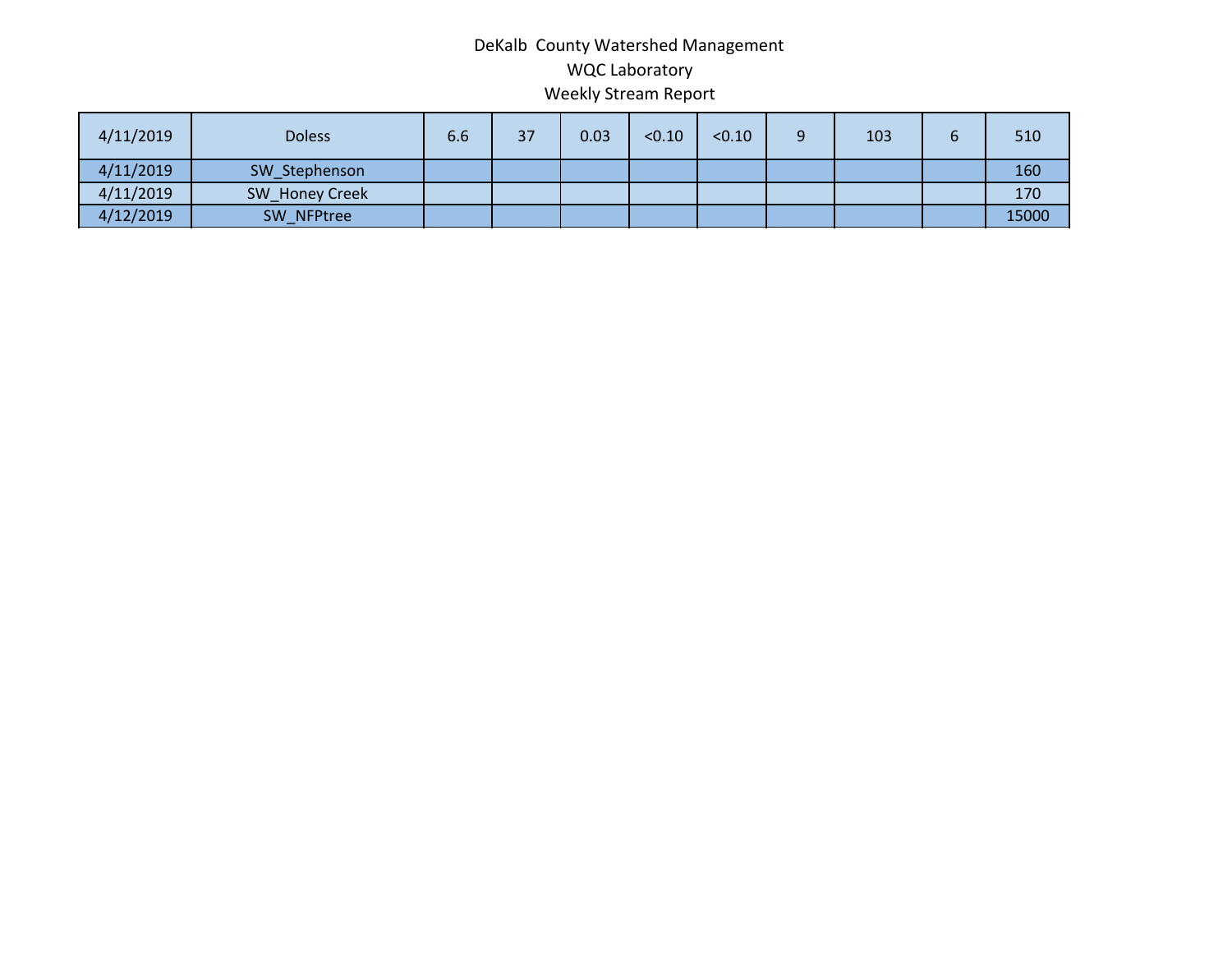DeKalb County Watershed Management

WQC Laboratory

Weekly Stream Report

| | | | | | | | | | | |
|---|---|---|---|---|---|---|---|---|---|---|
| 4/11/2019 | Doless | 6.6 | 37 | 0.03 | <0.10 | <0.10 | 9 | 103 | 6 | 510 |
| 4/11/2019 | SW_Stephenson | | | | | | | | | 160 |
| 4/11/2019 | SW_Honey Creek | | | | | | | | | 170 |
| 4/12/2019 | SW_NFPtree | | | | | | | | | 15000 |